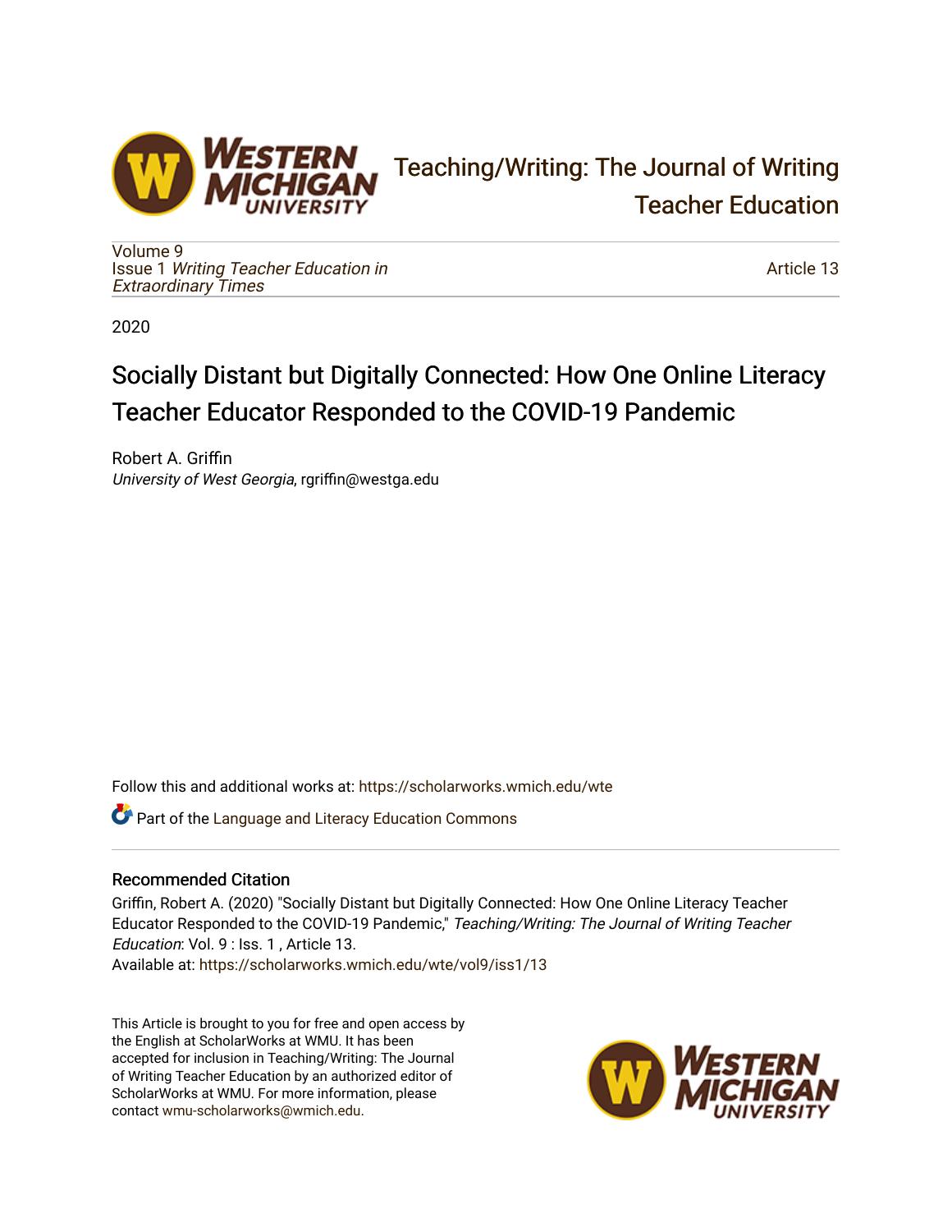# Teaching/Writing: The Journal of Writing Teacher Education

Volume 9
Issue 1 *Writing Teacher Education in Extraordinary Times*

Article 13

2020

## Socially Distant but Digitally Connected: How One Online Literacy Teacher Educator Responded to the COVID-19 Pandemic

Robert A. Griffin
*University of West Georgia*, rgriffin@westga.edu

Follow this and additional works at: https://scholarworks.wmich.edu/wte

Part of the Language and Literacy Education Commons

### Recommended Citation

Griffin, Robert A. (2020) "Socially Distant but Digitally Connected: How One Online Literacy Teacher Educator Responded to the COVID-19 Pandemic," *Teaching/Writing: The Journal of Writing Teacher Education*: Vol. 9 : Iss. 1 , Article 13.
Available at: https://scholarworks.wmich.edu/wte/vol9/iss1/13

This Article is brought to you for free and open access by the English at ScholarWorks at WMU. It has been accepted for inclusion in Teaching/Writing: The Journal of Writing Teacher Education by an authorized editor of ScholarWorks at WMU. For more information, please contact wmu-scholarworks@wmich.edu.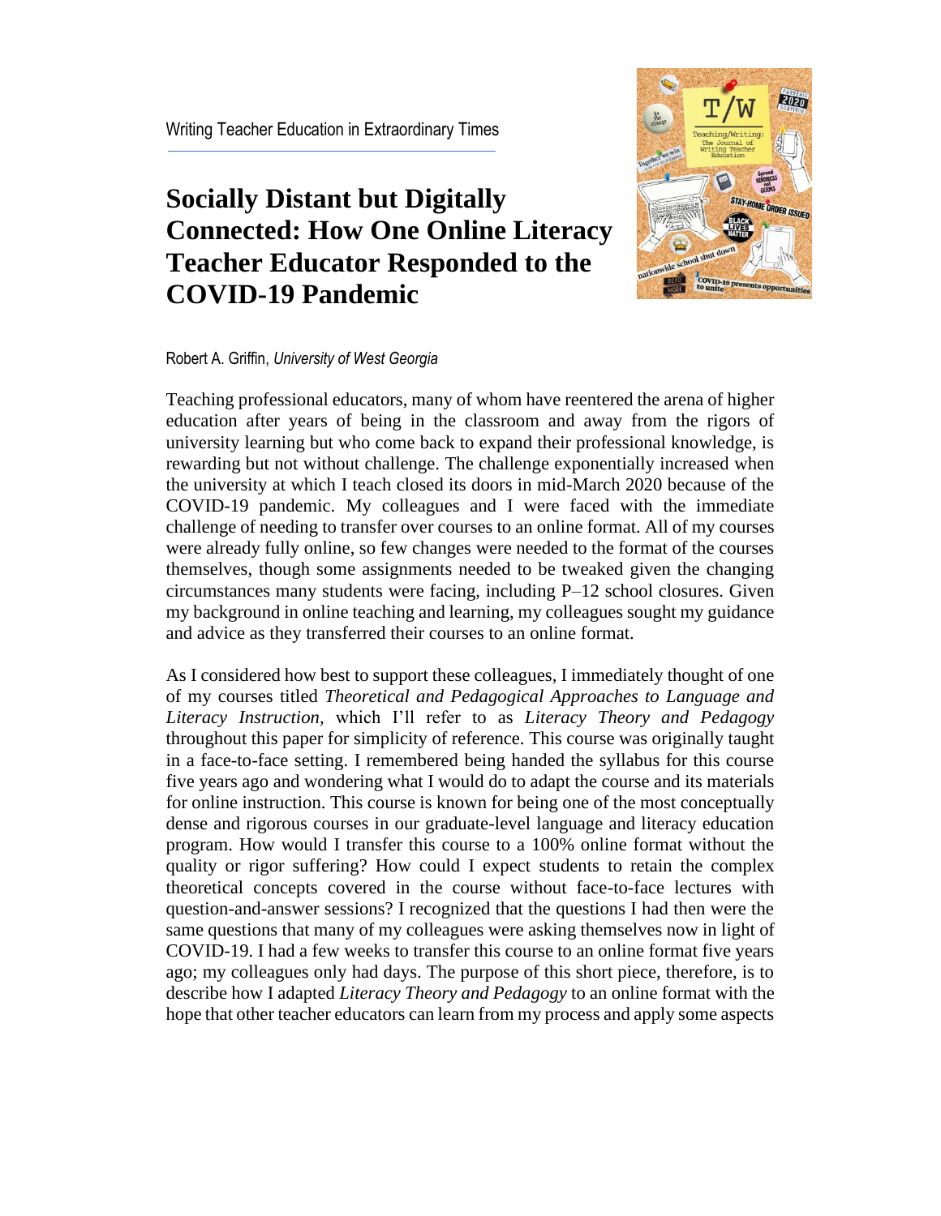Writing Teacher Education in Extraordinary Times

# Socially Distant but Digitally Connected: How One Online Literacy Teacher Educator Responded to the COVID-19 Pandemic

Robert A. Griffin, *University of West Georgia*

Teaching professional educators, many of whom have reentered the arena of higher education after years of being in the classroom and away from the rigors of university learning but who come back to expand their professional knowledge, is rewarding but not without challenge. The challenge exponentially increased when the university at which I teach closed its doors in mid-March 2020 because of the COVID-19 pandemic. My colleagues and I were faced with the immediate challenge of needing to transfer over courses to an online format. All of my courses were already fully online, so few changes were needed to the format of the courses themselves, though some assignments needed to be tweaked given the changing circumstances many students were facing, including P–12 school closures. Given my background in online teaching and learning, my colleagues sought my guidance and advice as they transferred their courses to an online format.

As I considered how best to support these colleagues, I immediately thought of one of my courses titled *Theoretical and Pedagogical Approaches to Language and Literacy Instruction*, which I'll refer to as *Literacy Theory and Pedagogy* throughout this paper for simplicity of reference. This course was originally taught in a face-to-face setting. I remembered being handed the syllabus for this course five years ago and wondering what I would do to adapt the course and its materials for online instruction. This course is known for being one of the most conceptually dense and rigorous courses in our graduate-level language and literacy education program. How would I transfer this course to a 100% online format without the quality or rigor suffering? How could I expect students to retain the complex theoretical concepts covered in the course without face-to-face lectures with question-and-answer sessions? I recognized that the questions I had then were the same questions that many of my colleagues were asking themselves now in light of COVID-19. I had a few weeks to transfer this course to an online format five years ago; my colleagues only had days. The purpose of this short piece, therefore, is to describe how I adapted *Literacy Theory and Pedagogy* to an online format with the hope that other teacher educators can learn from my process and apply some aspects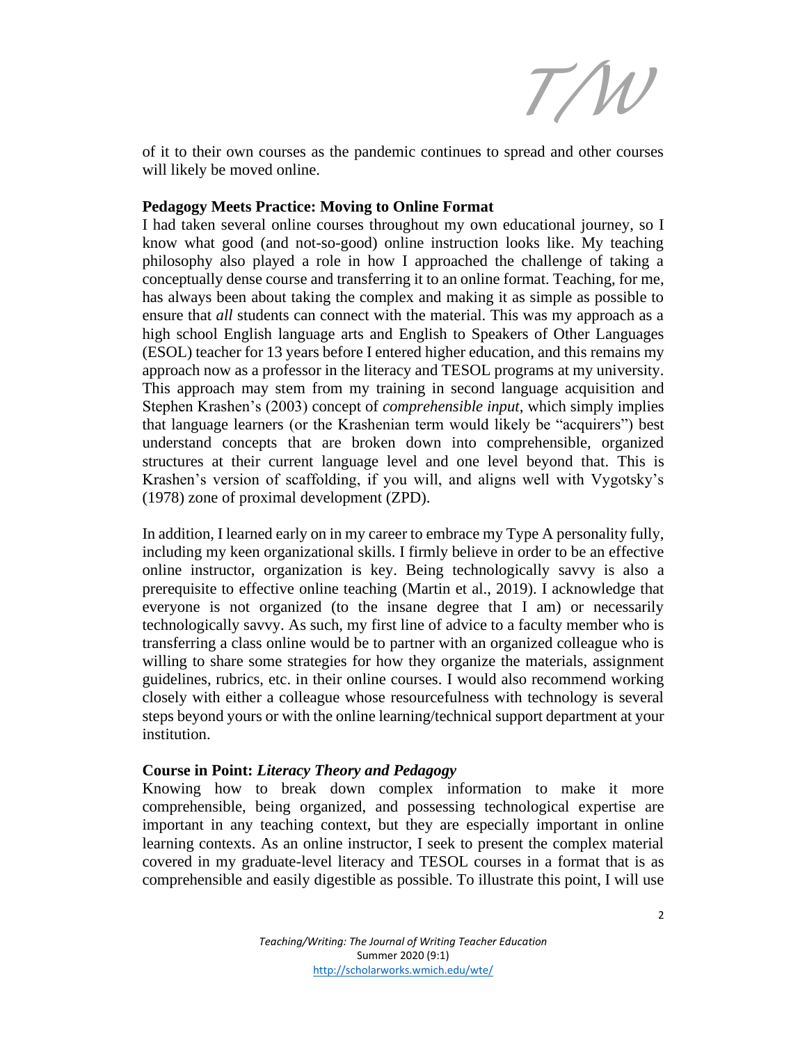of it to their own courses as the pandemic continues to spread and other courses will likely be moved online.

**Pedagogy Meets Practice: Moving to Online Format**

I had taken several online courses throughout my own educational journey, so I know what good (and not-so-good) online instruction looks like. My teaching philosophy also played a role in how I approached the challenge of taking a conceptually dense course and transferring it to an online format. Teaching, for me, has always been about taking the complex and making it as simple as possible to ensure that *all* students can connect with the material. This was my approach as a high school English language arts and English to Speakers of Other Languages (ESOL) teacher for 13 years before I entered higher education, and this remains my approach now as a professor in the literacy and TESOL programs at my university. This approach may stem from my training in second language acquisition and Stephen Krashen's (2003) concept of *comprehensible input*, which simply implies that language learners (or the Krashenian term would likely be "acquirers") best understand concepts that are broken down into comprehensible, organized structures at their current language level and one level beyond that. This is Krashen's version of scaffolding, if you will, and aligns well with Vygotsky's (1978) zone of proximal development (ZPD).

In addition, I learned early on in my career to embrace my Type A personality fully, including my keen organizational skills. I firmly believe in order to be an effective online instructor, organization is key. Being technologically savvy is also a prerequisite to effective online teaching (Martin et al., 2019). I acknowledge that everyone is not organized (to the insane degree that I am) or necessarily technologically savvy. As such, my first line of advice to a faculty member who is transferring a class online would be to partner with an organized colleague who is willing to share some strategies for how they organize the materials, assignment guidelines, rubrics, etc. in their online courses. I would also recommend working closely with either a colleague whose resourcefulness with technology is several steps beyond yours or with the online learning/technical support department at your institution.

**Course in Point: *Literacy Theory and Pedagogy***

Knowing how to break down complex information to make it more comprehensible, being organized, and possessing technological expertise are important in any teaching context, but they are especially important in online learning contexts. As an online instructor, I seek to present the complex material covered in my graduate-level literacy and TESOL courses in a format that is as comprehensible and easily digestible as possible. To illustrate this point, I will use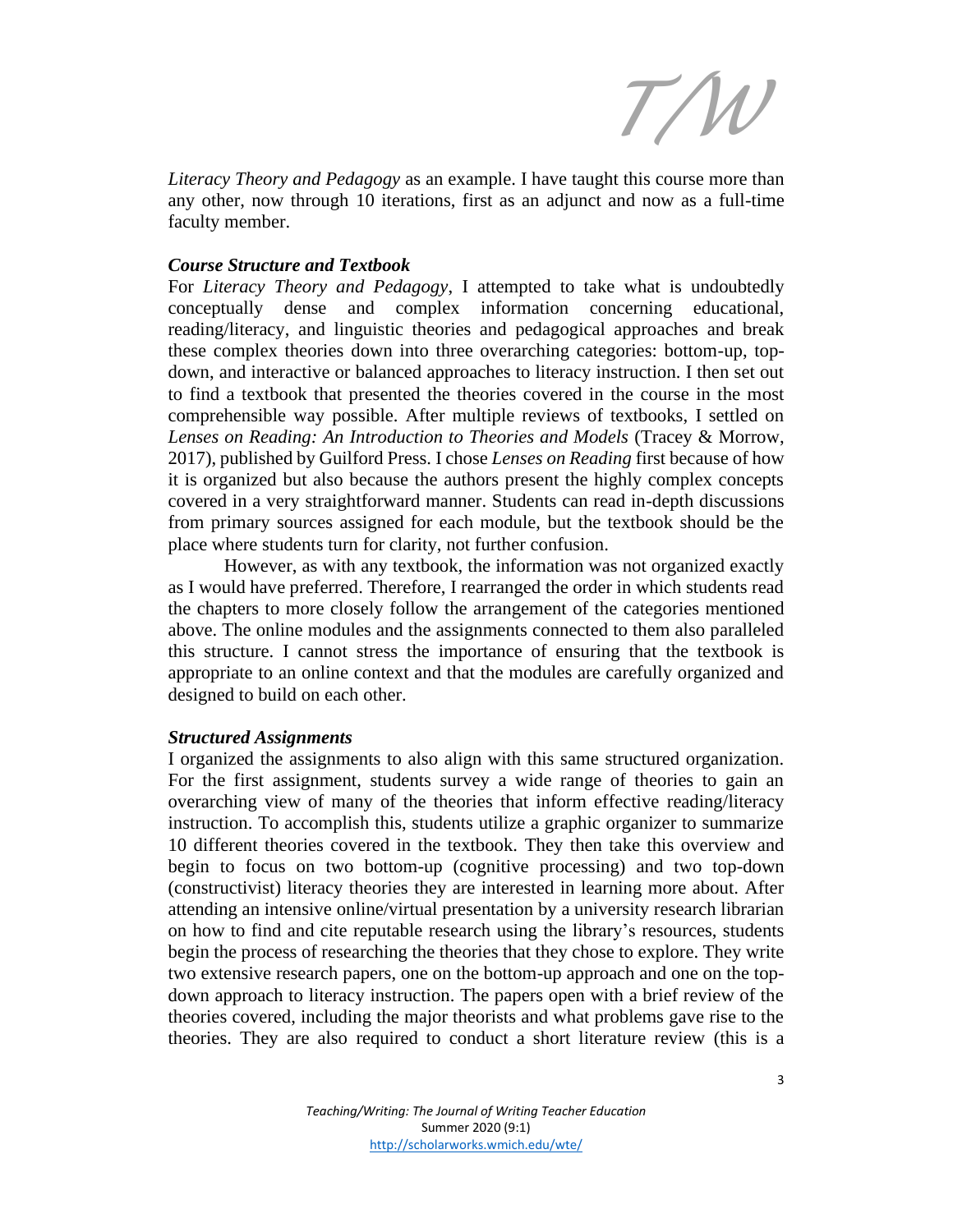*Literacy Theory and Pedagogy* as an example. I have taught this course more than any other, now through 10 iterations, first as an adjunct and now as a full-time faculty member.

### *Course Structure and Textbook*

For *Literacy Theory and Pedagogy*, I attempted to take what is undoubtedly conceptually dense and complex information concerning educational, reading/literacy, and linguistic theories and pedagogical approaches and break these complex theories down into three overarching categories: bottom-up, top-down, and interactive or balanced approaches to literacy instruction. I then set out to find a textbook that presented the theories covered in the course in the most comprehensible way possible. After multiple reviews of textbooks, I settled on *Lenses on Reading: An Introduction to Theories and Models* (Tracey & Morrow, 2017), published by Guilford Press. I chose *Lenses on Reading* first because of how it is organized but also because the authors present the highly complex concepts covered in a very straightforward manner. Students can read in-depth discussions from primary sources assigned for each module, but the textbook should be the place where students turn for clarity, not further confusion.

However, as with any textbook, the information was not organized exactly as I would have preferred. Therefore, I rearranged the order in which students read the chapters to more closely follow the arrangement of the categories mentioned above. The online modules and the assignments connected to them also paralleled this structure. I cannot stress the importance of ensuring that the textbook is appropriate to an online context and that the modules are carefully organized and designed to build on each other.

### *Structured Assignments*

I organized the assignments to also align with this same structured organization. For the first assignment, students survey a wide range of theories to gain an overarching view of many of the theories that inform effective reading/literacy instruction. To accomplish this, students utilize a graphic organizer to summarize 10 different theories covered in the textbook. They then take this overview and begin to focus on two bottom-up (cognitive processing) and two top-down (constructivist) literacy theories they are interested in learning more about. After attending an intensive online/virtual presentation by a university research librarian on how to find and cite reputable research using the library's resources, students begin the process of researching the theories that they chose to explore. They write two extensive research papers, one on the bottom-up approach and one on the top-down approach to literacy instruction. The papers open with a brief review of the theories covered, including the major theorists and what problems gave rise to the theories. They are also required to conduct a short literature review (this is a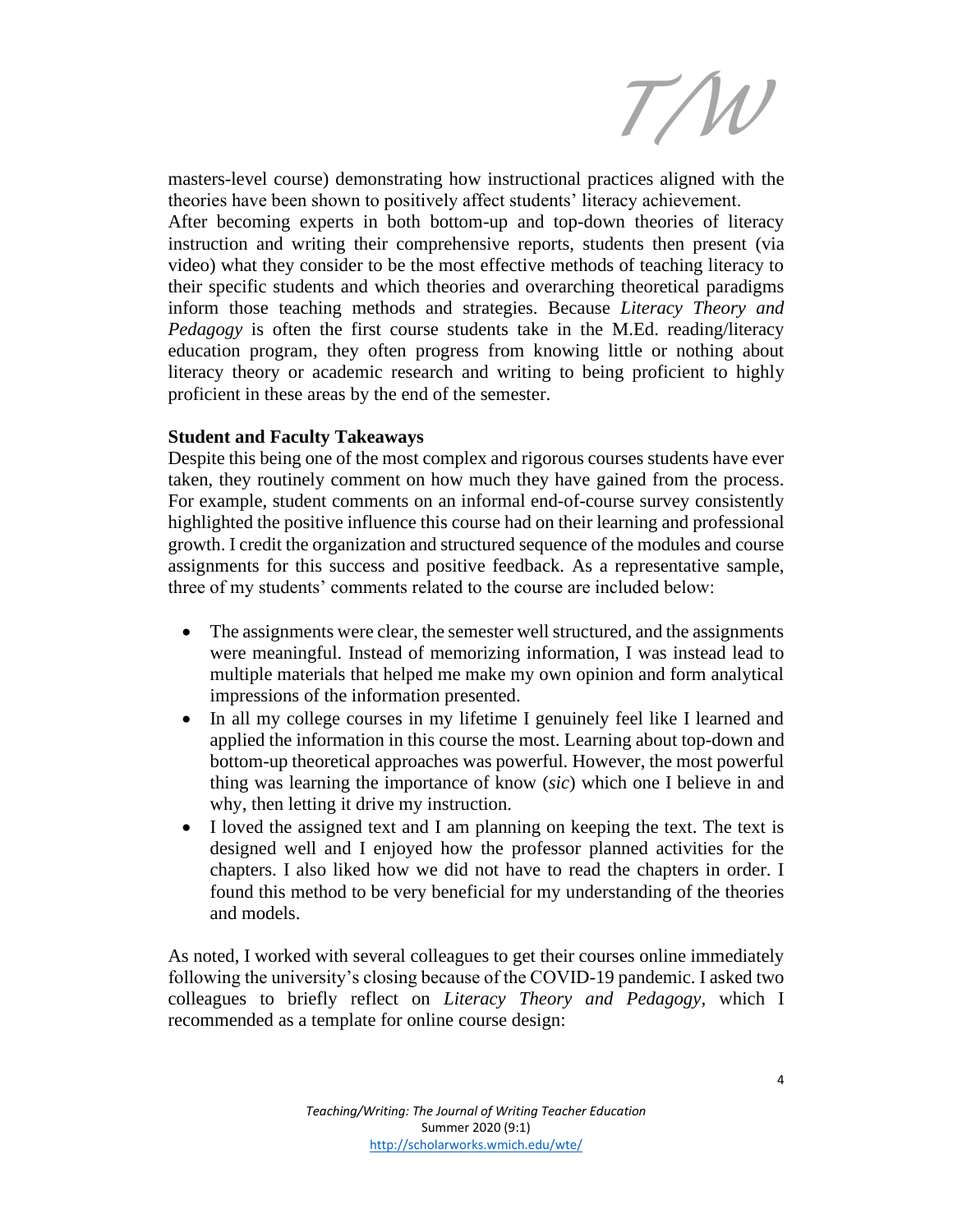masters-level course) demonstrating how instructional practices aligned with the theories have been shown to positively affect students' literacy achievement.

After becoming experts in both bottom-up and top-down theories of literacy instruction and writing their comprehensive reports, students then present (via video) what they consider to be the most effective methods of teaching literacy to their specific students and which theories and overarching theoretical paradigms inform those teaching methods and strategies. Because *Literacy Theory and Pedagogy* is often the first course students take in the M.Ed. reading/literacy education program, they often progress from knowing little or nothing about literacy theory or academic research and writing to being proficient to highly proficient in these areas by the end of the semester.

**Student and Faculty Takeaways**

Despite this being one of the most complex and rigorous courses students have ever taken, they routinely comment on how much they have gained from the process. For example, student comments on an informal end-of-course survey consistently highlighted the positive influence this course had on their learning and professional growth. I credit the organization and structured sequence of the modules and course assignments for this success and positive feedback. As a representative sample, three of my students' comments related to the course are included below:

- The assignments were clear, the semester well structured, and the assignments were meaningful. Instead of memorizing information, I was instead lead to multiple materials that helped me make my own opinion and form analytical impressions of the information presented.
- In all my college courses in my lifetime I genuinely feel like I learned and applied the information in this course the most. Learning about top-down and bottom-up theoretical approaches was powerful. However, the most powerful thing was learning the importance of know (*sic*) which one I believe in and why, then letting it drive my instruction.
- I loved the assigned text and I am planning on keeping the text. The text is designed well and I enjoyed how the professor planned activities for the chapters. I also liked how we did not have to read the chapters in order. I found this method to be very beneficial for my understanding of the theories and models.

As noted, I worked with several colleagues to get their courses online immediately following the university's closing because of the COVID-19 pandemic. I asked two colleagues to briefly reflect on *Literacy Theory and Pedagogy*, which I recommended as a template for online course design: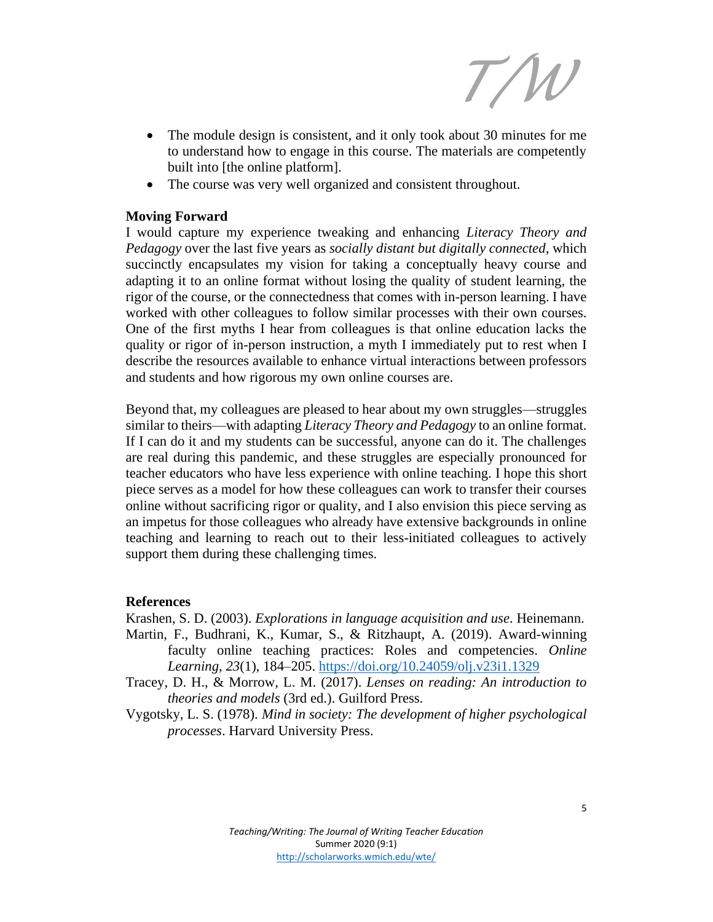- The module design is consistent, and it only took about 30 minutes for me to understand how to engage in this course. The materials are competently built into [the online platform].
- The course was very well organized and consistent throughout.

## Moving Forward

I would capture my experience tweaking and enhancing *Literacy Theory and Pedagogy* over the last five years as *socially distant but digitally connected*, which succinctly encapsulates my vision for taking a conceptually heavy course and adapting it to an online format without losing the quality of student learning, the rigor of the course, or the connectedness that comes with in-person learning. I have worked with other colleagues to follow similar processes with their own courses. One of the first myths I hear from colleagues is that online education lacks the quality or rigor of in-person instruction, a myth I immediately put to rest when I describe the resources available to enhance virtual interactions between professors and students and how rigorous my own online courses are.

Beyond that, my colleagues are pleased to hear about my own struggles—struggles similar to theirs—with adapting *Literacy Theory and Pedagogy* to an online format. If I can do it and my students can be successful, anyone can do it. The challenges are real during this pandemic, and these struggles are especially pronounced for teacher educators who have less experience with online teaching. I hope this short piece serves as a model for how these colleagues can work to transfer their courses online without sacrificing rigor or quality, and I also envision this piece serving as an impetus for those colleagues who already have extensive backgrounds in online teaching and learning to reach out to their less-initiated colleagues to actively support them during these challenging times.

## References

Krashen, S. D. (2003). *Explorations in language acquisition and use*. Heinemann.

Martin, F., Budhrani, K., Kumar, S., & Ritzhaupt, A. (2019). Award-winning faculty online teaching practices: Roles and competencies. *Online Learning, 23*(1), 184–205. https://doi.org/10.24059/olj.v23i1.1329

Tracey, D. H., & Morrow, L. M. (2017). *Lenses on reading: An introduction to theories and models* (3rd ed.). Guilford Press.

Vygotsky, L. S. (1978). *Mind in society: The development of higher psychological processes*. Harvard University Press.